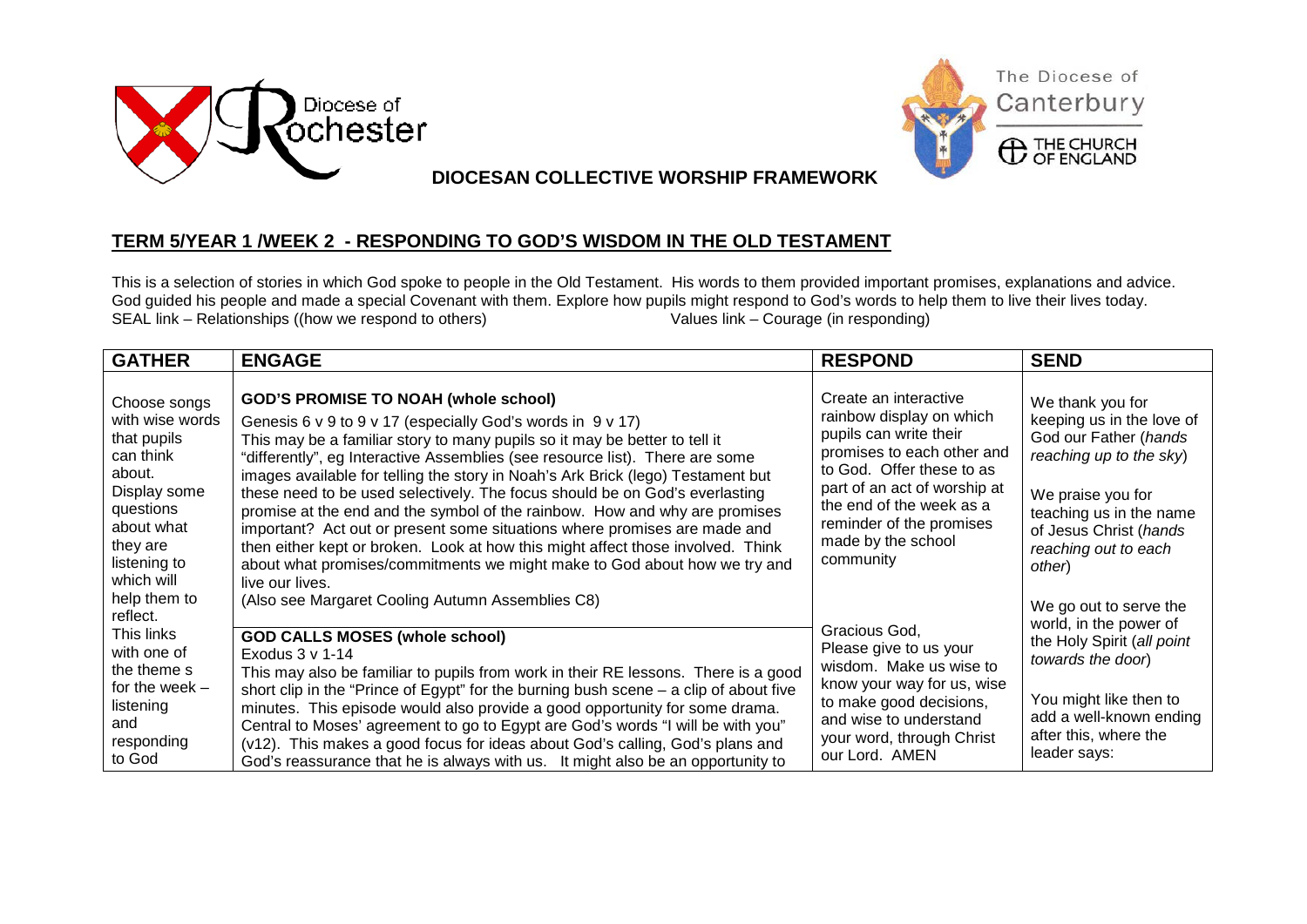Diocese of Rochester

The Diocese of Canterbury
THE CHURCH OF ENGLAND

**DIOCESAN COLLECTIVE WORSHIP FRAMEWORK**

## TERM 5/YEAR 1 /WEEK 2 - RESPONDING TO GOD'S WISDOM IN THE OLD TESTAMENT

This is a selection of stories in which God spoke to people in the Old Testament. His words to them provided important promises, explanations and advice. God guided his people and made a special Covenant with them. Explore how pupils might respond to God's words to help them to live their lives today.
SEAL link – Relationships ((how we respond to others)   Values link – Courage (in responding)

| GATHER | ENGAGE | RESPOND | SEND |
|---|---|---|---|
| Choose songs with wise words that pupils can think about.<br>Display some questions about what they are listening to which will help them to reflect.<br>This links with one of the theme s for the week – listening and responding to God | **GOD'S PROMISE TO NOAH (whole school)**<br>Genesis 6 v 9 to 9 v 17 (especially God's words in 9 v 17)<br>This may be a familiar story to many pupils so it may be better to tell it "differently", eg Interactive Assemblies (see resource list). There are some images available for telling the story in Noah's Ark Brick (lego) Testament but these need to be used selectively. The focus should be on God's everlasting promise at the end and the symbol of the rainbow. How and why are promises important? Act out or present some situations where promises are made and then either kept or broken. Look at how this might affect those involved. Think about what promises/commitments we might make to God about how we try and live our lives.<br>(Also see Margaret Cooling Autumn Assemblies C8)<br><br>**GOD CALLS MOSES (whole school)**<br>Exodus 3 v 1-14<br>This may also be familiar to pupils from work in their RE lessons. There is a good short clip in the "Prince of Egypt" for the burning bush scene – a clip of about five minutes. This episode would also provide a good opportunity for some drama. Central to Moses' agreement to go to Egypt are God's words "I will be with you" (v12). This makes a good focus for ideas about God's calling, God's plans and God's reassurance that he is always with us. It might also be an opportunity to | Create an interactive rainbow display on which pupils can write their promises to each other and to God. Offer these to as part of an act of worship at the end of the week as a reminder of the promises made by the school community<br><br>Gracious God,<br>Please give to us your wisdom. Make us wise to know your way for us, wise to make good decisions, and wise to understand your word, through Christ our Lord. AMEN | We thank you for keeping us in the love of God our Father (*hands reaching up to the sky*)<br><br>We praise you for teaching us in the name of Jesus Christ (*hands reaching out to each other*)<br><br>We go out to serve the world, in the power of the Holy Spirit (*all point towards the door*)<br><br>You might like then to add a well-known ending after this, where the leader says: |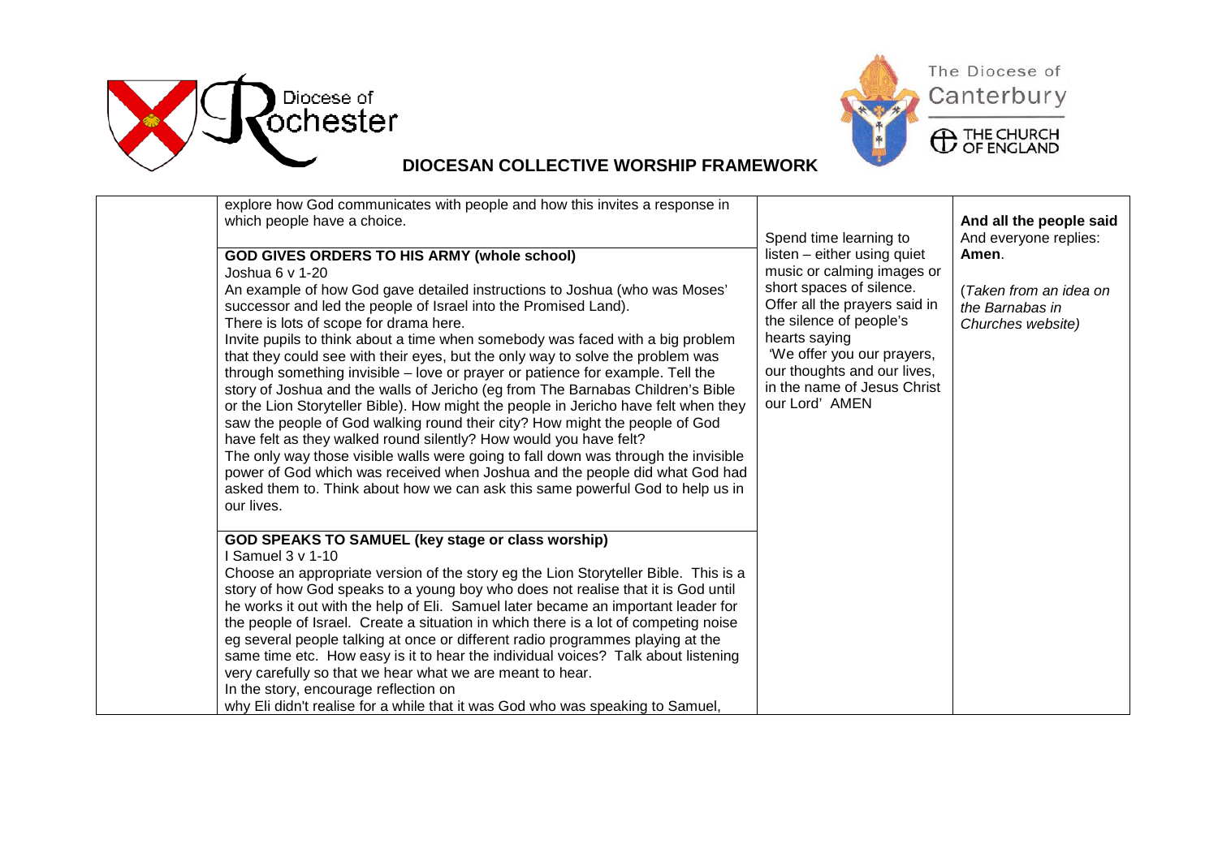| | | | |
|---|---|---|---|
| | explore how God communicates with people and how this invites a response in which people have a choice.<br><br>**GOD GIVES ORDERS TO HIS ARMY (whole school)**<br>Joshua 6 v 1-20<br>An example of how God gave detailed instructions to Joshua (who was Moses' successor and led the people of Israel into the Promised Land).<br>There is lots of scope for drama here.<br>Invite pupils to think about a time when somebody was faced with a big problem that they could see with their eyes, but the only way to solve the problem was through something invisible – love or prayer or patience for example. Tell the story of Joshua and the walls of Jericho (eg from The Barnabas Children's Bible or the Lion Storyteller Bible). How might the people in Jericho have felt when they saw the people of God walking round their city? How might the people of God have felt as they walked round silently? How would you have felt?<br>The only way those visible walls were going to fall down was through the invisible power of God which was received when Joshua and the people did what God had asked them to. Think about how we can ask this same powerful God to help us in our lives.<br><br>**GOD SPEAKS TO SAMUEL (key stage or class worship)**<br>I Samuel 3 v 1-10<br>Choose an appropriate version of the story eg the Lion Storyteller Bible. This is a story of how God speaks to a young boy who does not realise that it is God until he works it out with the help of Eli. Samuel later became an important leader for the people of Israel. Create a situation in which there is a lot of competing noise eg several people talking at once or different radio programmes playing at the same time etc. How easy is it to hear the individual voices? Talk about listening very carefully so that we hear what we are meant to hear.<br>In the story, encourage reflection on<br>why Eli didn't realise for a while that it was God who was speaking to Samuel, | Spend time learning to listen – either using quiet music or calming images or short spaces of silence.<br>Offer all the prayers said in the silence of people's hearts saying<br>'We offer you our prayers, our thoughts and our lives, in the name of Jesus Christ our Lord' AMEN | **And all the people said**<br>And everyone replies: **Amen**.<br><br>(*Taken from an idea on the Barnabas in Churches website*) |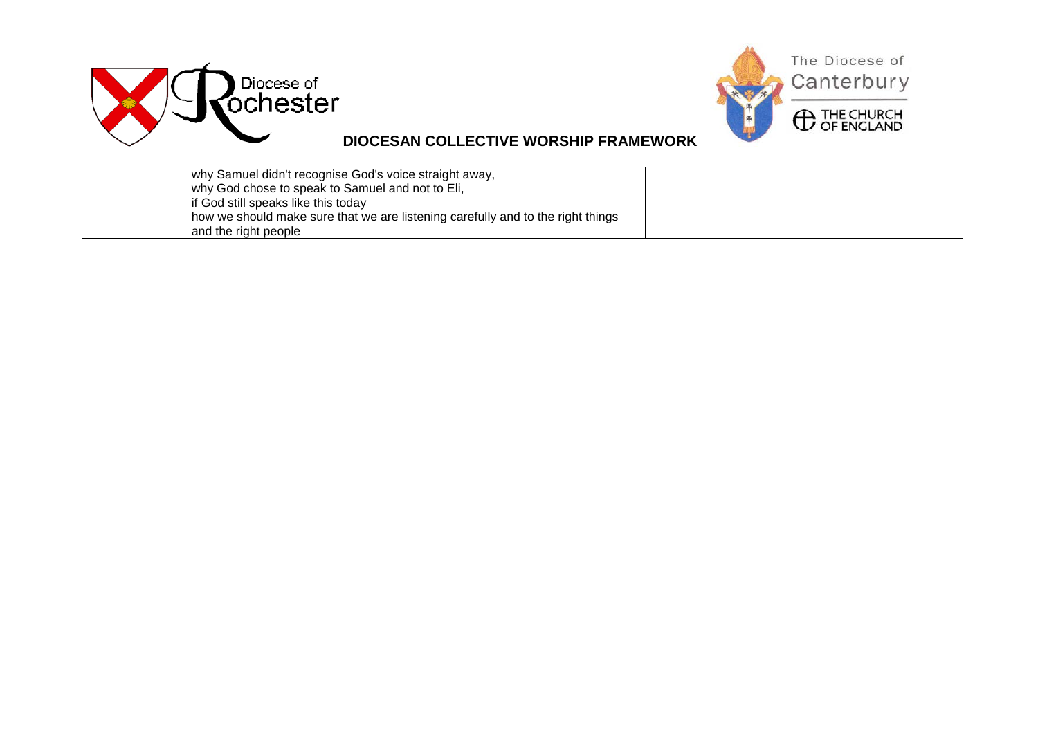**DIOCESAN COLLECTIVE WORSHIP FRAMEWORK**

| | | | |
|---|---|---|---|
| | why Samuel didn't recognise God's voice straight away,<br>why God chose to speak to Samuel and not to Eli,<br>if God still speaks like this today<br>how we should make sure that we are listening carefully and to the right things and the right people | | |